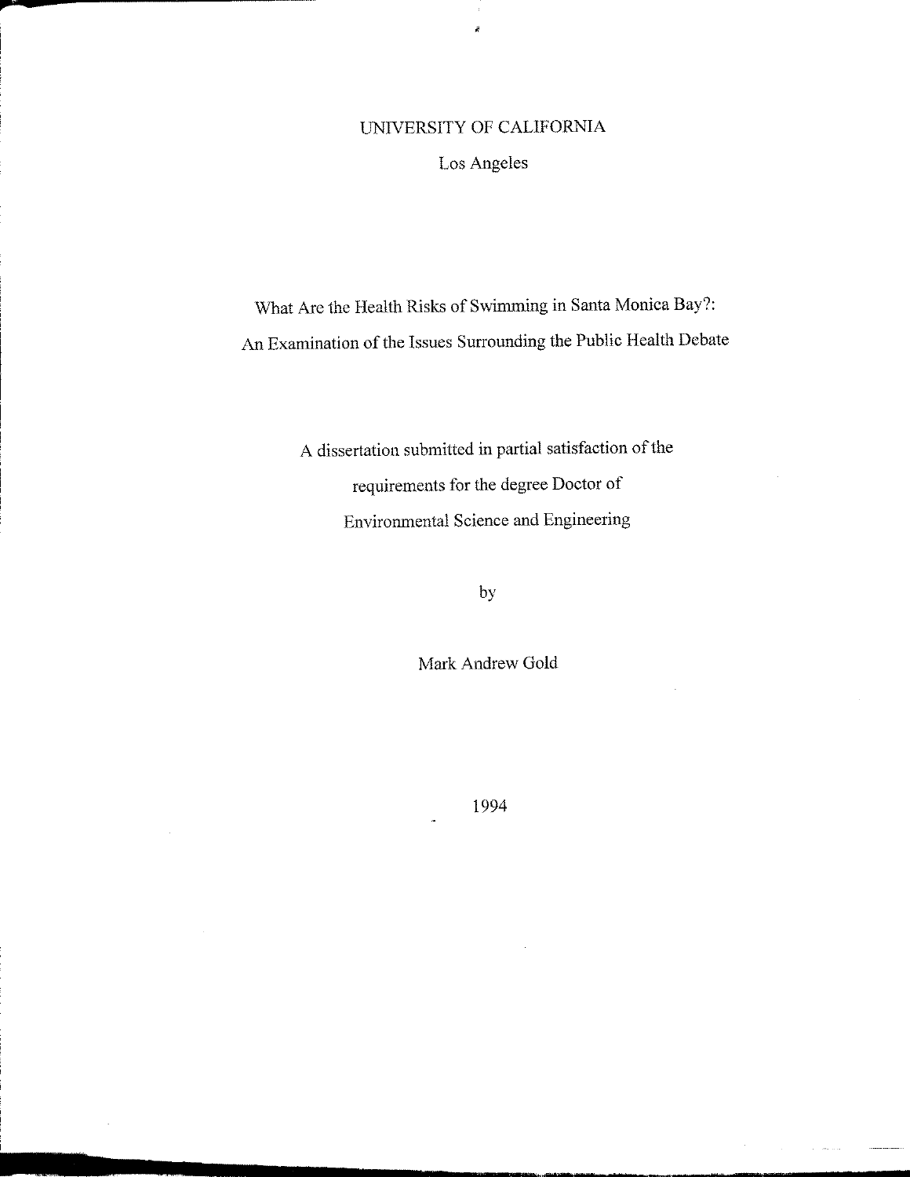UNIVERSITY OF CALIFORNIA

Los Angeles

# What Are the Health Risks of Swimming in Santa Monica Bay?: An Examination of the Issues Surrounding the Public Health Debate

A dissertation submitted in partial satisfaction of the requirements for the degree Doctor of Environmental Science and Engineering

by

Mark Andrew Gold

1994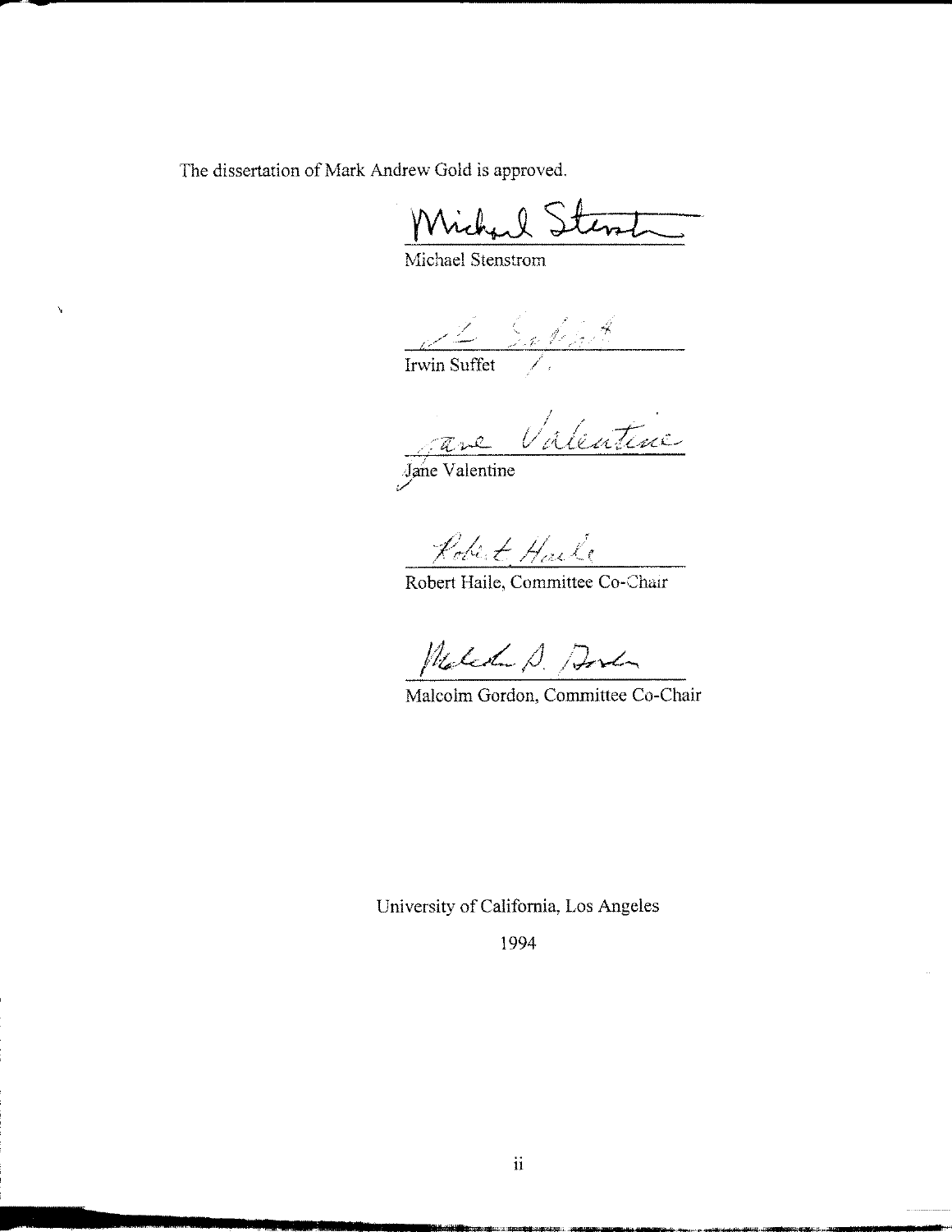The dissertation of Mark Andrew Gold is approved.

Michael Stenstrom

Irwin Suffet

Jane Valentine

Robert Haile, Committee Co-Chair

Malcolm Gordon, Committee Co-Chair

University of California, Los Angeles

1994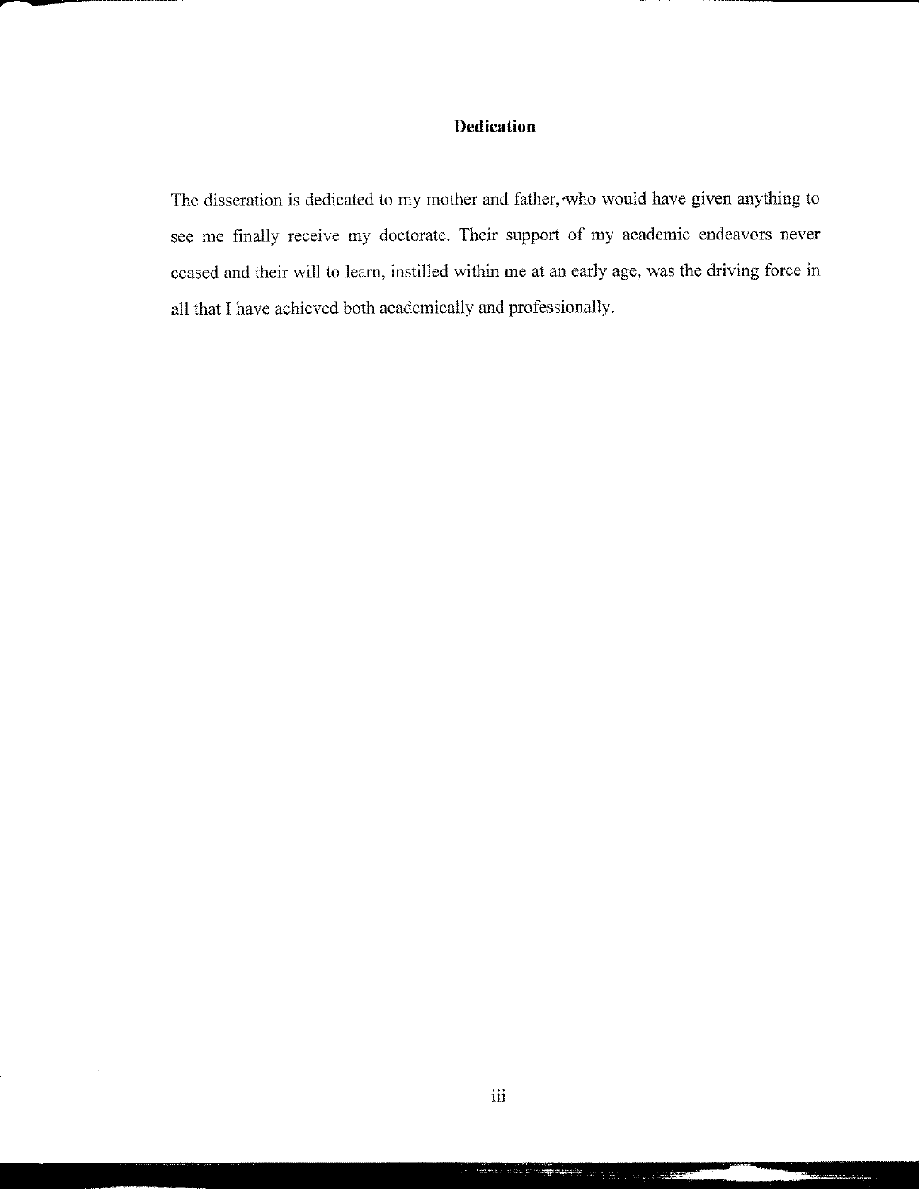# Dedication

The disseration is dedicated to my mother and father, who would have given anything to see me finally receive my doctorate. Their support of my academic endeavors never ceased and their will to learn, instilled within me at an early age, was the driving force in all that I have achieved both academically and professionally.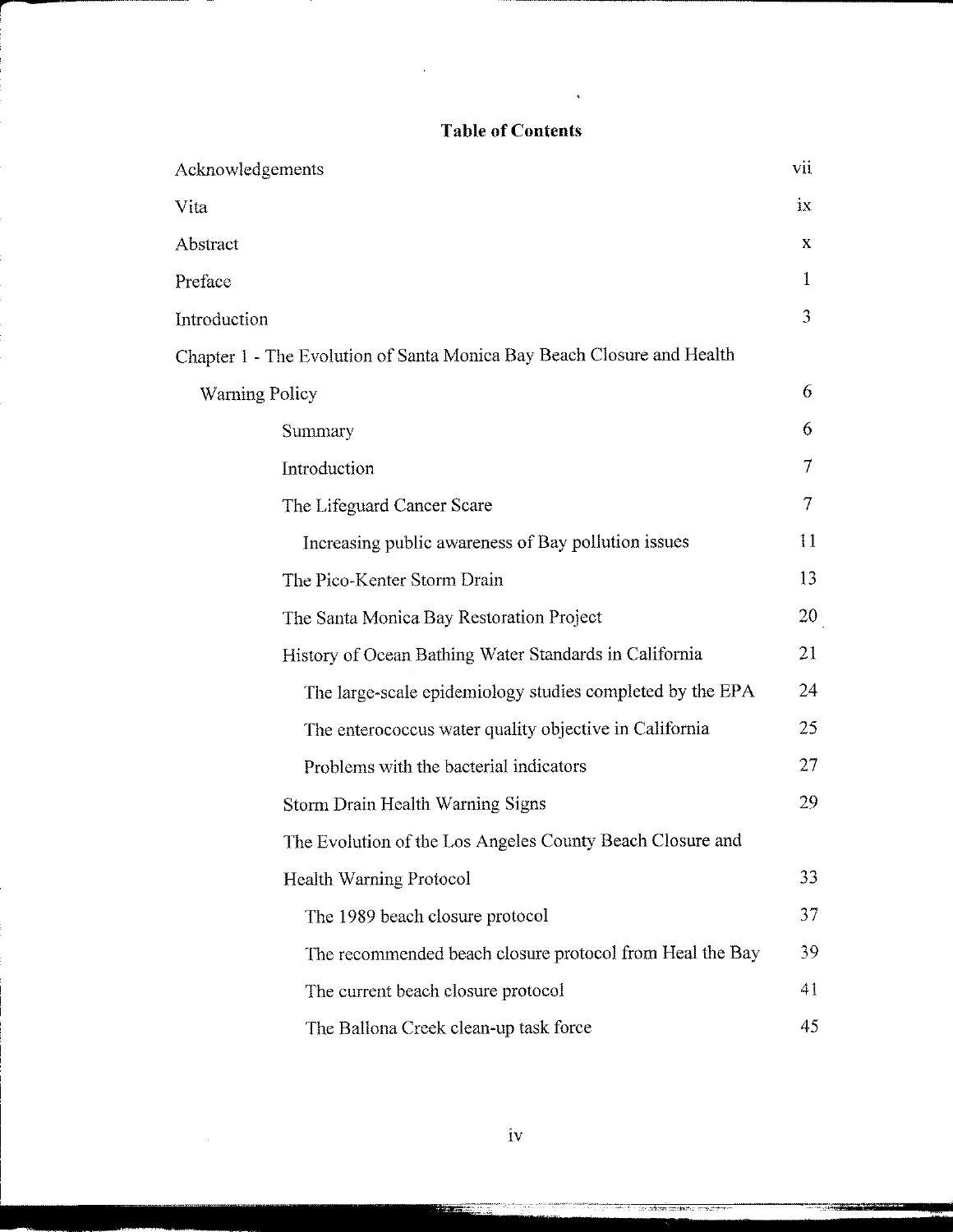# Table of Contents

| | |
|---|---|
| Acknowledgements | vii |
| Vita | ix |
| Abstract | x |
| Preface | 1 |
| Introduction | 3 |
| Chapter 1 - The Evolution of Santa Monica Bay Beach Closure and Health Warning Policy | 6 |
| Summary | 6 |
| Introduction | 7 |
| The Lifeguard Cancer Scare | 7 |
| Increasing public awareness of Bay pollution issues | 11 |
| The Pico-Kenter Storm Drain | 13 |
| The Santa Monica Bay Restoration Project | 20 |
| History of Ocean Bathing Water Standards in California | 21 |
| The large-scale epidemiology studies completed by the EPA | 24 |
| The enterococcus water quality objective in California | 25 |
| Problems with the bacterial indicators | 27 |
| Storm Drain Health Warning Signs | 29 |
| The Evolution of the Los Angeles County Beach Closure and Health Warning Protocol | 33 |
| The 1989 beach closure protocol | 37 |
| The recommended beach closure protocol from Heal the Bay | 39 |
| The current beach closure protocol | 41 |
| The Ballona Creek clean-up task force | 45 |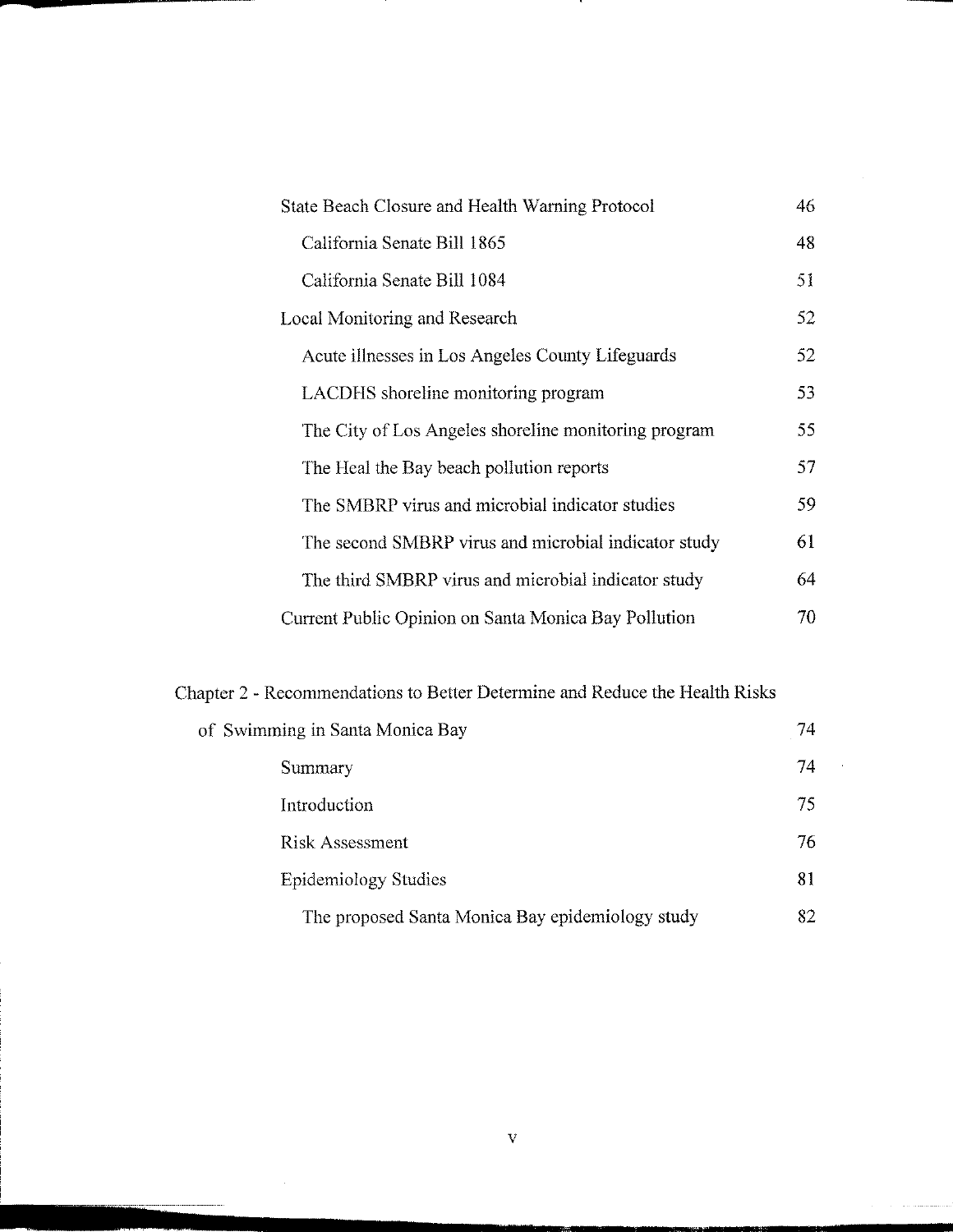| | |
|---|---|
| State Beach Closure and Health Warning Protocol | 46 |
| California Senate Bill 1865 | 48 |
| California Senate Bill 1084 | 51 |
| Local Monitoring and Research | 52 |
| Acute illnesses in Los Angeles County Lifeguards | 52 |
| LACDHS shoreline monitoring program | 53 |
| The City of Los Angeles shoreline monitoring program | 55 |
| The Heal the Bay beach pollution reports | 57 |
| The SMBRP virus and microbial indicator studies | 59 |
| The second SMBRP virus and microbial indicator study | 61 |
| The third SMBRP virus and microbial indicator study | 64 |
| Current Public Opinion on Santa Monica Bay Pollution | 70 |
| Chapter 2 - Recommendations to Better Determine and Reduce the Health Risks of Swimming in Santa Monica Bay | 74 |
| Summary | 74 |
| Introduction | 75 |
| Risk Assessment | 76 |
| Epidemiology Studies | 81 |
| The proposed Santa Monica Bay epidemiology study | 82 |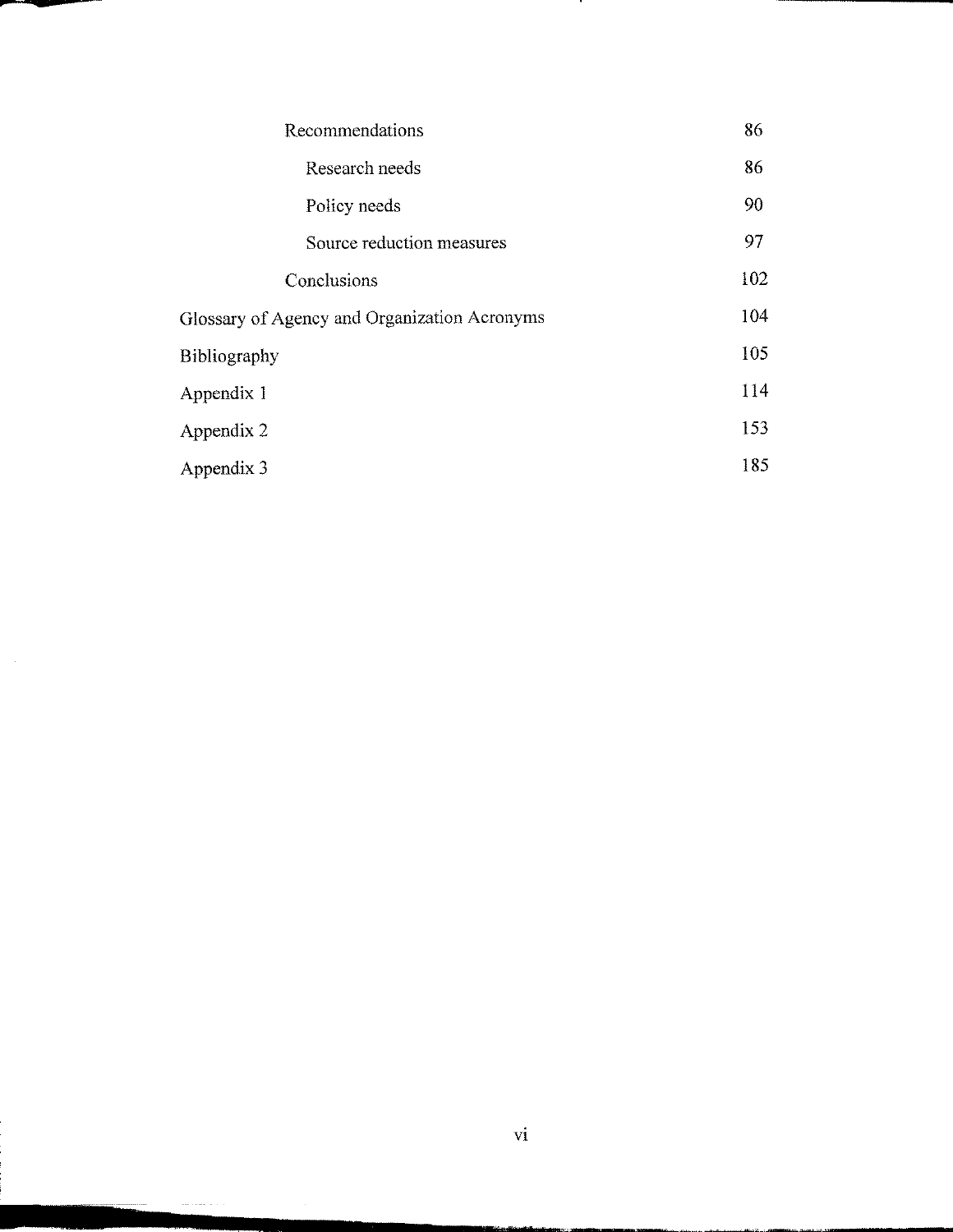| | |
|---|---|
| Recommendations | 86 |
| Research needs | 86 |
| Policy needs | 90 |
| Source reduction measures | 97 |
| Conclusions | 102 |
| Glossary of Agency and Organization Acronyms | 104 |
| Bibliography | 105 |
| Appendix 1 | 114 |
| Appendix 2 | 153 |
| Appendix 3 | 185 |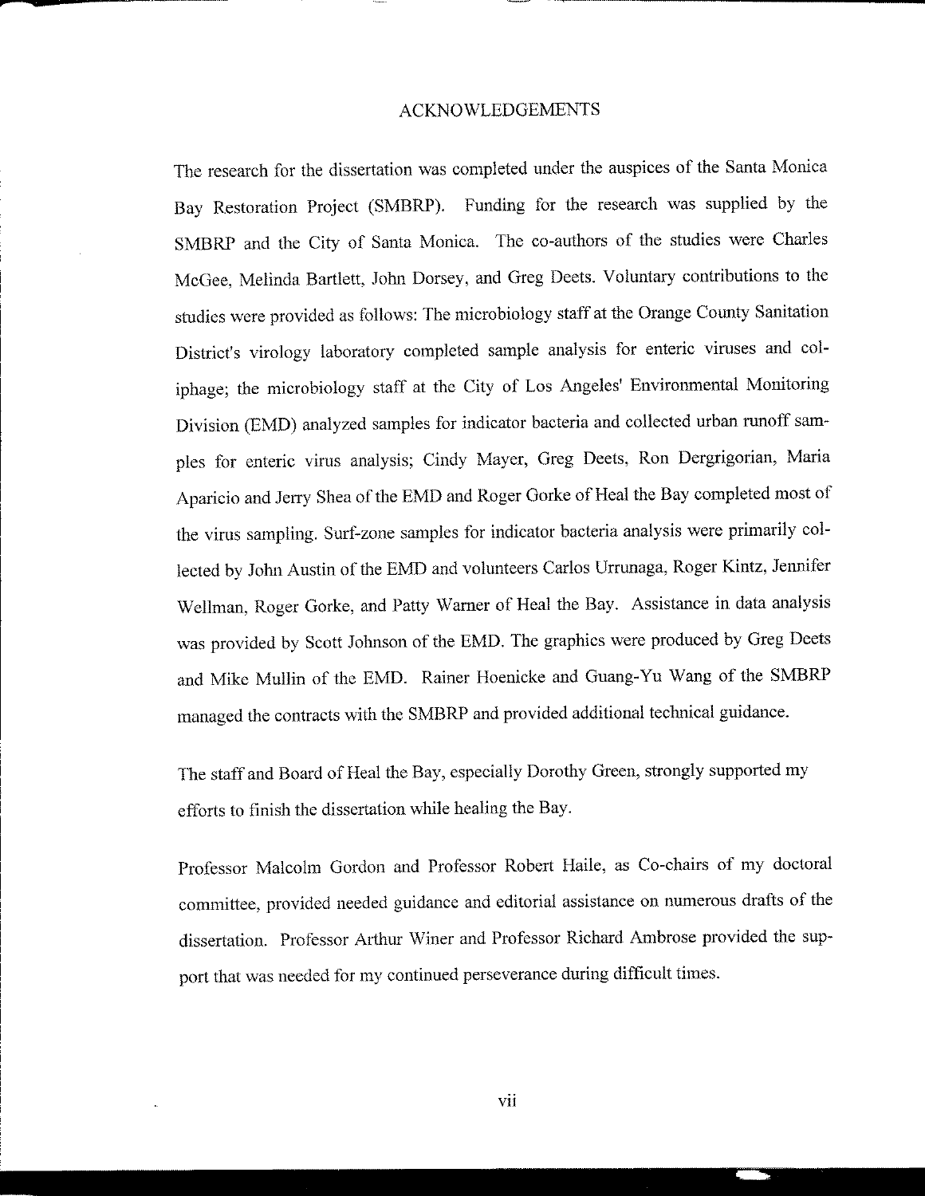# ACKNOWLEDGEMENTS

The research for the dissertation was completed under the auspices of the Santa Monica Bay Restoration Project (SMBRP). Funding for the research was supplied by the SMBRP and the City of Santa Monica. The co-authors of the studies were Charles McGee, Melinda Bartlett, John Dorsey, and Greg Deets. Voluntary contributions to the studies were provided as follows: The microbiology staff at the Orange County Sanitation District's virology laboratory completed sample analysis for enteric viruses and coliphage; the microbiology staff at the City of Los Angeles' Environmental Monitoring Division (EMD) analyzed samples for indicator bacteria and collected urban runoff samples for enteric virus analysis; Cindy Mayer, Greg Deets, Ron Dergrigorian, Maria Aparicio and Jerry Shea of the EMD and Roger Gorke of Heal the Bay completed most of the virus sampling. Surf-zone samples for indicator bacteria analysis were primarily collected by John Austin of the EMD and volunteers Carlos Urrunaga, Roger Kintz, Jennifer Wellman, Roger Gorke, and Patty Warner of Heal the Bay. Assistance in data analysis was provided by Scott Johnson of the EMD. The graphics were produced by Greg Deets and Mike Mullin of the EMD. Rainer Hoenicke and Guang-Yu Wang of the SMBRP managed the contracts with the SMBRP and provided additional technical guidance.

The staff and Board of Heal the Bay, especially Dorothy Green, strongly supported my efforts to finish the dissertation while healing the Bay.

Professor Malcolm Gordon and Professor Robert Haile, as Co-chairs of my doctoral committee, provided needed guidance and editorial assistance on numerous drafts of the dissertation. Professor Arthur Winer and Professor Richard Ambrose provided the support that was needed for my continued perseverance during difficult times.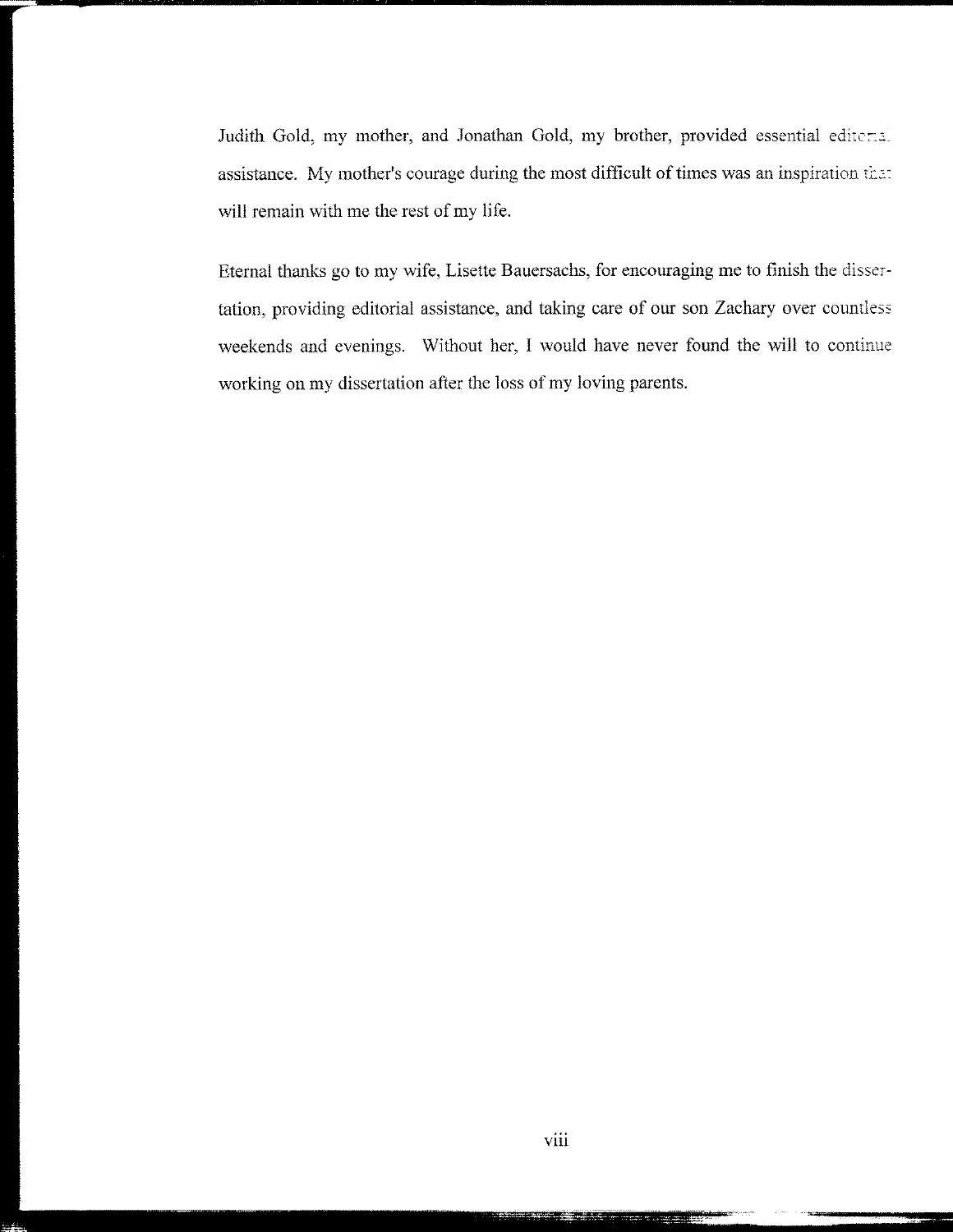Judith Gold, my mother, and Jonathan Gold, my brother, provided essential editorial assistance. My mother's courage during the most difficult of times was an inspiration that will remain with me the rest of my life.

Eternal thanks go to my wife, Lisette Bauersachs, for encouraging me to finish the dissertation, providing editorial assistance, and taking care of our son Zachary over countless weekends and evenings. Without her, I would have never found the will to continue working on my dissertation after the loss of my loving parents.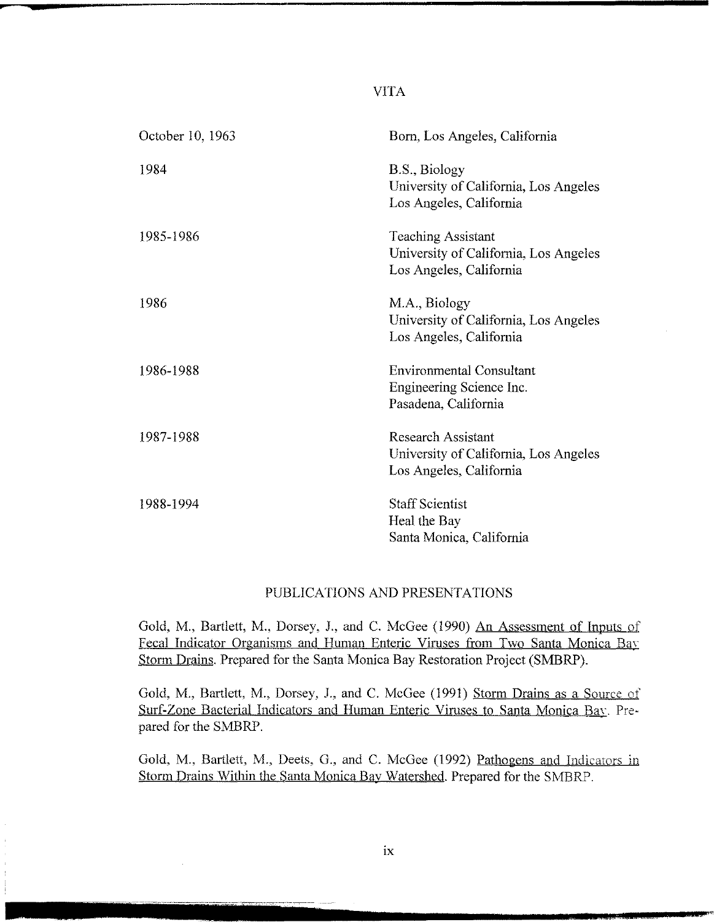# VITA

| | |
|---|---|
| October 10, 1963 | Born, Los Angeles, California |
| 1984 | B.S., Biology<br>University of California, Los Angeles<br>Los Angeles, California |
| 1985-1986 | Teaching Assistant<br>University of California, Los Angeles<br>Los Angeles, California |
| 1986 | M.A., Biology<br>University of California, Los Angeles<br>Los Angeles, California |
| 1986-1988 | Environmental Consultant<br>Engineering Science Inc.<br>Pasadena, California |
| 1987-1988 | Research Assistant<br>University of California, Los Angeles<br>Los Angeles, California |
| 1988-1994 | Staff Scientist<br>Heal the Bay<br>Santa Monica, California |

## PUBLICATIONS AND PRESENTATIONS

Gold, M., Bartlett, M., Dorsey, J., and C. McGee (1990) An Assessment of Inputs of Fecal Indicator Organisms and Human Enteric Viruses from Two Santa Monica Bay Storm Drains. Prepared for the Santa Monica Bay Restoration Project (SMBRP).

Gold, M., Bartlett, M., Dorsey, J., and C. McGee (1991) Storm Drains as a Source of Surf-Zone Bacterial Indicators and Human Enteric Viruses to Santa Monica Bay. Prepared for the SMBRP.

Gold, M., Bartlett, M., Deets, G., and C. McGee (1992) Pathogens and Indicators in Storm Drains Within the Santa Monica Bay Watershed. Prepared for the SMBRP.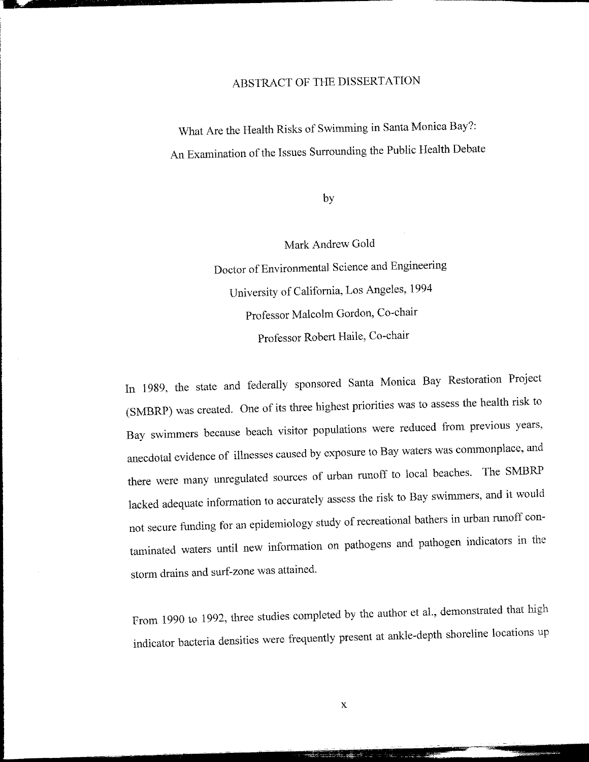# ABSTRACT OF THE DISSERTATION

## What Are the Health Risks of Swimming in Santa Monica Bay?: An Examination of the Issues Surrounding the Public Health Debate

by

Mark Andrew Gold

Doctor of Environmental Science and Engineering

University of California, Los Angeles, 1994

Professor Malcolm Gordon, Co-chair

Professor Robert Haile, Co-chair

In 1989, the state and federally sponsored Santa Monica Bay Restoration Project (SMBRP) was created. One of its three highest priorities was to assess the health risk to Bay swimmers because beach visitor populations were reduced from previous years, anecdotal evidence of illnesses caused by exposure to Bay waters was commonplace, and there were many unregulated sources of urban runoff to local beaches. The SMBRP lacked adequate information to accurately assess the risk to Bay swimmers, and it would not secure funding for an epidemiology study of recreational bathers in urban runoff contaminated waters until new information on pathogens and pathogen indicators in the storm drains and surf-zone was attained.

From 1990 to 1992, three studies completed by the author et al., demonstrated that high indicator bacteria densities were frequently present at ankle-depth shoreline locations up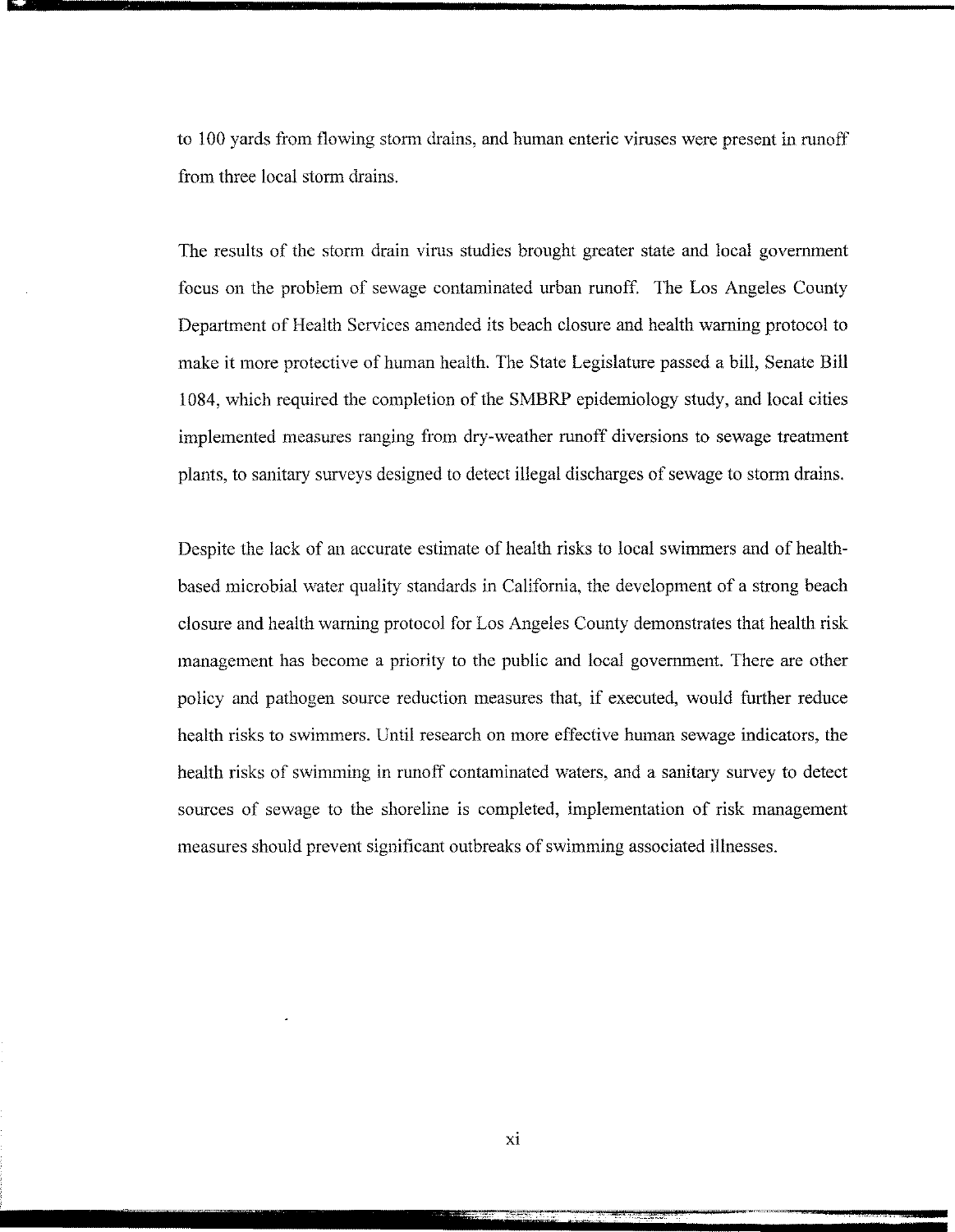to 100 yards from flowing storm drains, and human enteric viruses were present in runoff from three local storm drains.

The results of the storm drain virus studies brought greater state and local government focus on the problem of sewage contaminated urban runoff. The Los Angeles County Department of Health Services amended its beach closure and health warning protocol to make it more protective of human health. The State Legislature passed a bill, Senate Bill 1084, which required the completion of the SMBRP epidemiology study, and local cities implemented measures ranging from dry-weather runoff diversions to sewage treatment plants, to sanitary surveys designed to detect illegal discharges of sewage to storm drains.

Despite the lack of an accurate estimate of health risks to local swimmers and of health-based microbial water quality standards in California, the development of a strong beach closure and health warning protocol for Los Angeles County demonstrates that health risk management has become a priority to the public and local government. There are other policy and pathogen source reduction measures that, if executed, would further reduce health risks to swimmers. Until research on more effective human sewage indicators, the health risks of swimming in runoff contaminated waters, and a sanitary survey to detect sources of sewage to the shoreline is completed, implementation of risk management measures should prevent significant outbreaks of swimming associated illnesses.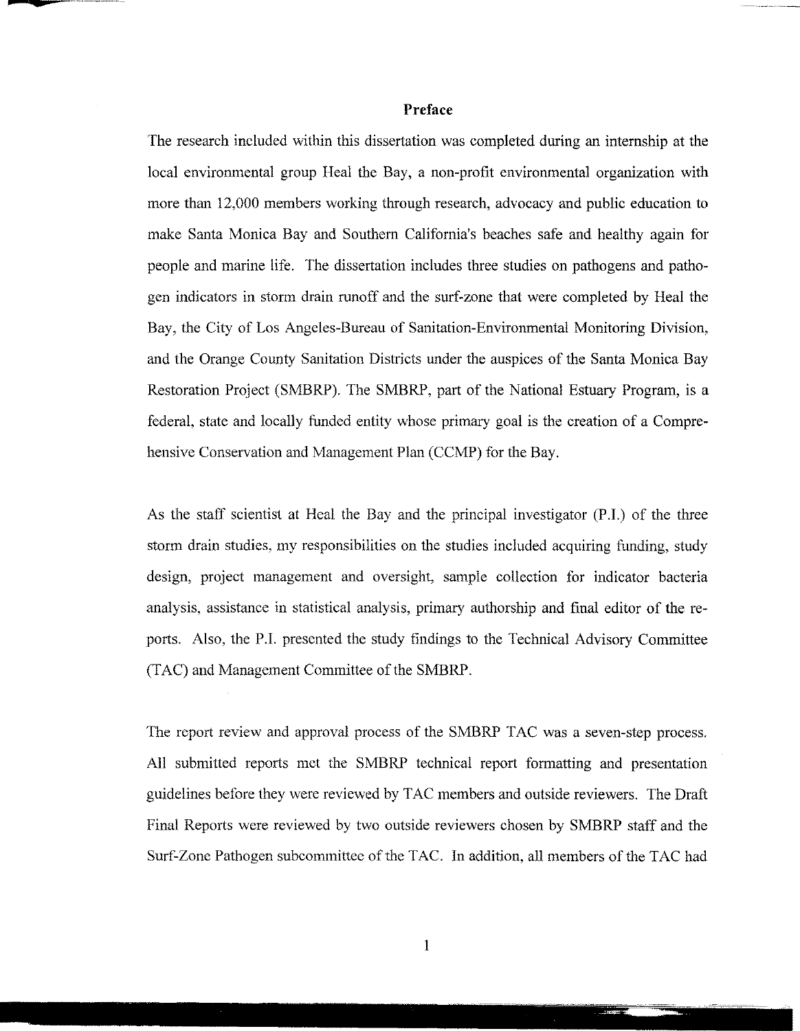## Preface

The research included within this dissertation was completed during an internship at the local environmental group Heal the Bay, a non-profit environmental organization with more than 12,000 members working through research, advocacy and public education to make Santa Monica Bay and Southern California's beaches safe and healthy again for people and marine life. The dissertation includes three studies on pathogens and pathogen indicators in storm drain runoff and the surf-zone that were completed by Heal the Bay, the City of Los Angeles-Bureau of Sanitation-Environmental Monitoring Division, and the Orange County Sanitation Districts under the auspices of the Santa Monica Bay Restoration Project (SMBRP). The SMBRP, part of the National Estuary Program, is a federal, state and locally funded entity whose primary goal is the creation of a Comprehensive Conservation and Management Plan (CCMP) for the Bay.

As the staff scientist at Heal the Bay and the principal investigator (P.I.) of the three storm drain studies, my responsibilities on the studies included acquiring funding, study design, project management and oversight, sample collection for indicator bacteria analysis, assistance in statistical analysis, primary authorship and final editor of the reports. Also, the P.I. presented the study findings to the Technical Advisory Committee (TAC) and Management Committee of the SMBRP.

The report review and approval process of the SMBRP TAC was a seven-step process. All submitted reports met the SMBRP technical report formatting and presentation guidelines before they were reviewed by TAC members and outside reviewers. The Draft Final Reports were reviewed by two outside reviewers chosen by SMBRP staff and the Surf-Zone Pathogen subcommittee of the TAC. In addition, all members of the TAC had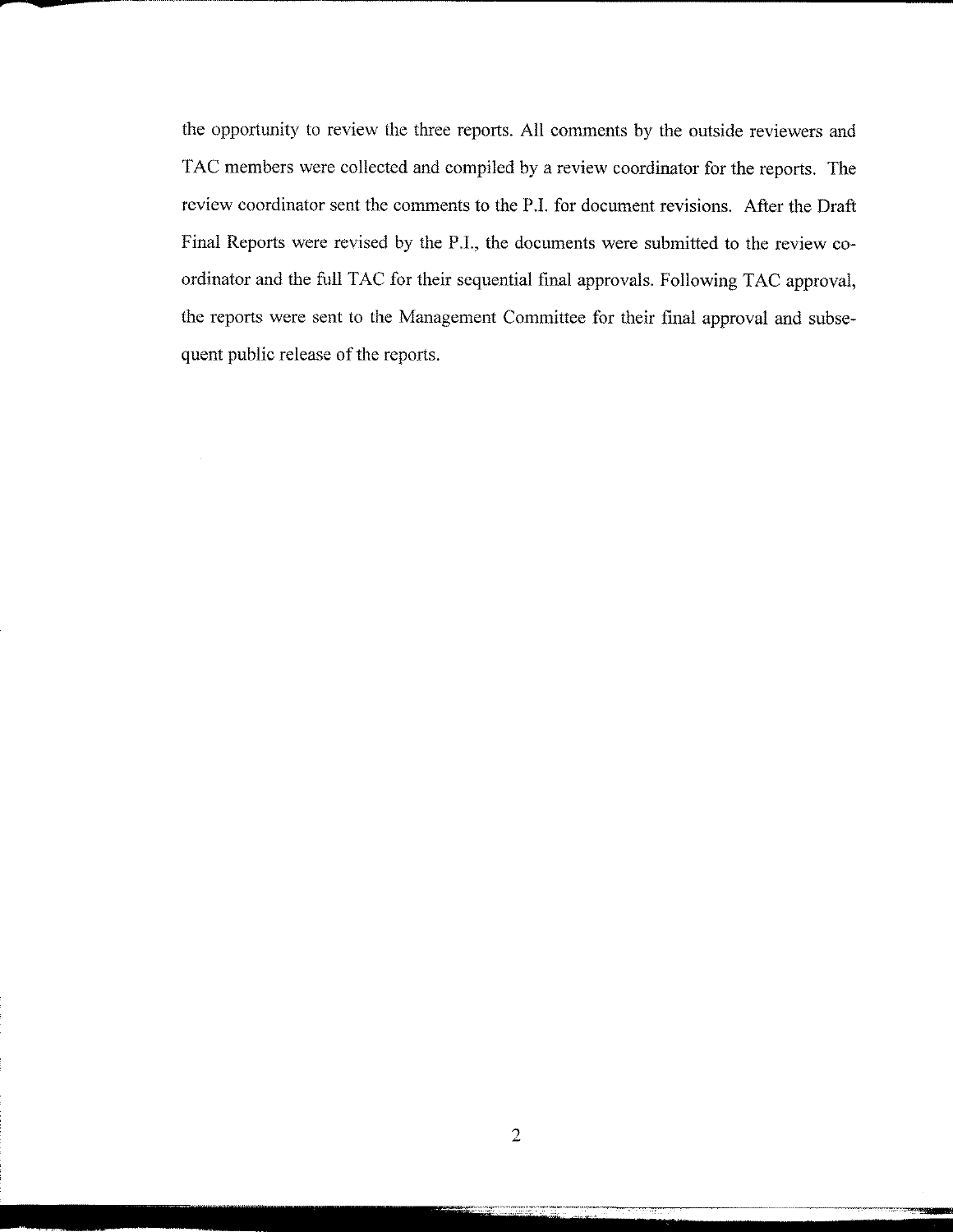the opportunity to review the three reports. All comments by the outside reviewers and TAC members were collected and compiled by a review coordinator for the reports. The review coordinator sent the comments to the P.I. for document revisions. After the Draft Final Reports were revised by the P.I., the documents were submitted to the review co-ordinator and the full TAC for their sequential final approvals. Following TAC approval, the reports were sent to the Management Committee for their final approval and subsequent public release of the reports.